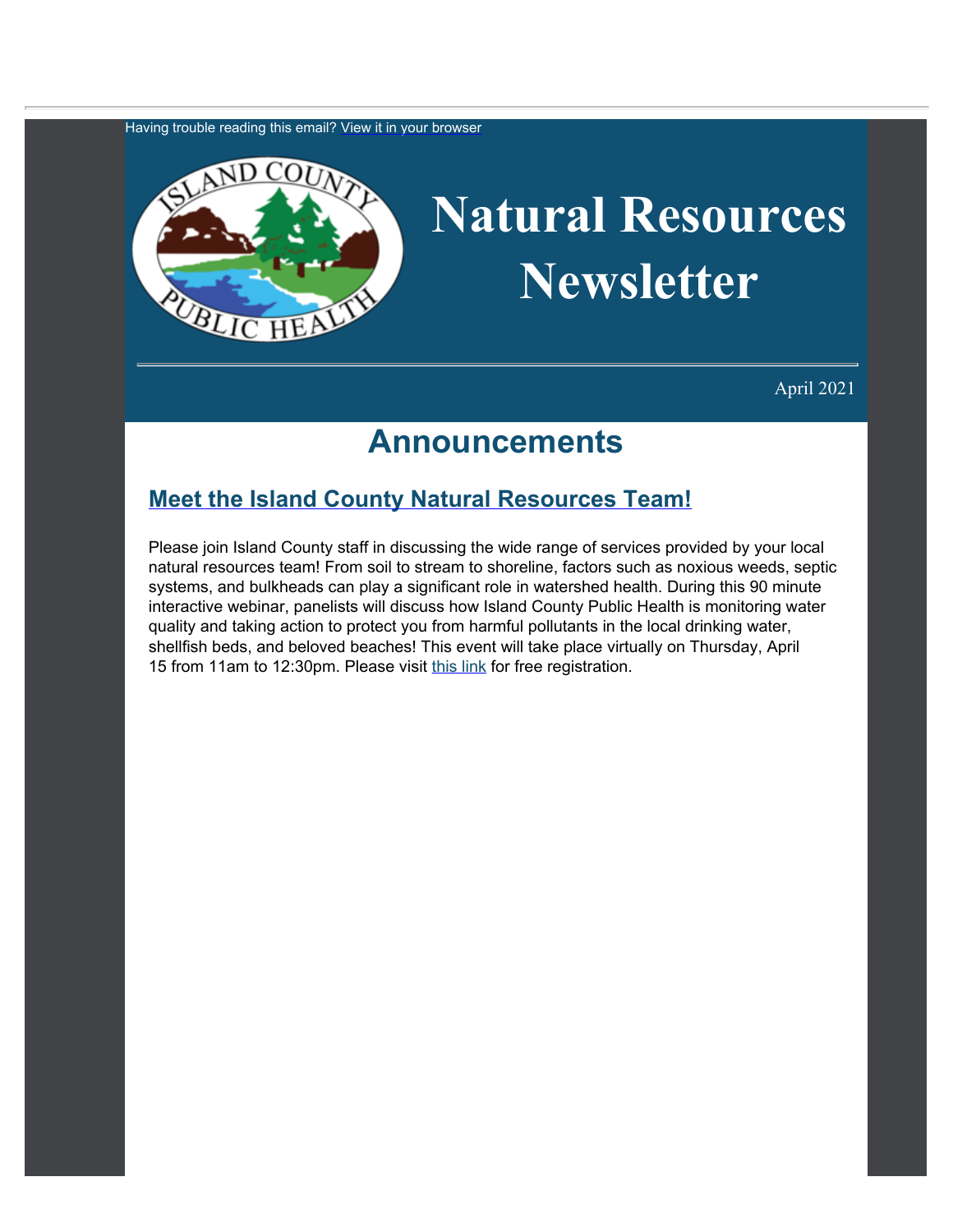Having trouble reading this email? View it in your browser

# Natural Resources Newsletter

April 2021

# Announcements

## Meet the Island County Natural Resources Team!

Please join Island County staff in discussing the wide range of services provided by your local natural resources team! From soil to stream to shoreline, factors such as noxious weeds, septic systems, and bulkheads can play a significant role in watershed health. During this 90 minute interactive webinar, panelists will discuss how Island County Public Health is monitoring water quality and taking action to protect you from harmful pollutants in the local drinking water, shellfish beds, and beloved beaches! This event will take place virtually on Thursday, April 15 from 11am to 12:30pm. Please visit this link for free registration.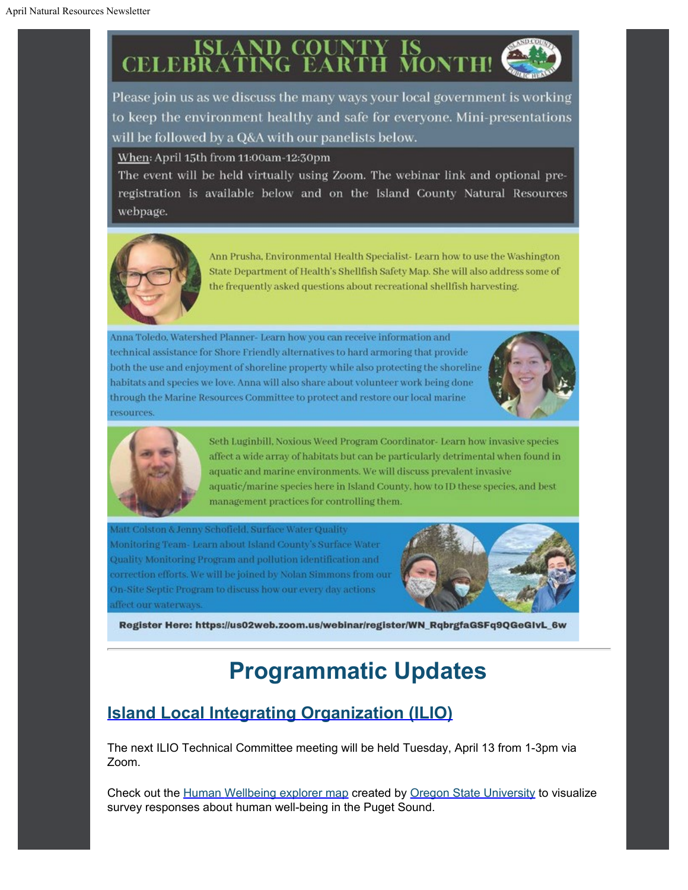# ISLAND COUNTY IS CELEBRATING EARTH MONTH!

Please join us as we discuss the many ways your local government is working to keep the environment healthy and safe for everyone. Mini-presentations will be followed by a Q&A with our panelists below.

When: April 15th from 11:00am-12:30pm

The event will be held virtually using Zoom. The webinar link and optional pre-registration is available below and on the Island County Natural Resources webpage.

Ann Prusha, Environmental Health Specialist- Learn how to use the Washington State Department of Health's Shellfish Safety Map. She will also address some of the frequently asked questions about recreational shellfish harvesting.

Anna Toledo, Watershed Planner- Learn how you can receive information and technical assistance for Shore Friendly alternatives to hard armoring that provide both the use and enjoyment of shoreline property while also protecting the shoreline habitats and species we love. Anna will also share about volunteer work being done through the Marine Resources Committee to protect and restore our local marine resources.

Seth Luginbill, Noxious Weed Program Coordinator- Learn how invasive species affect a wide array of habitats but can be particularly detrimental when found in aquatic and marine environments. We will discuss prevalent invasive aquatic/marine species here in Island County, how to ID these species, and best management practices for controlling them.

Matt Colston & Jenny Schofield, Surface Water Quality Monitoring Team- Learn about Island County's Surface Water Quality Monitoring Program and pollution identification and correction efforts. We will be joined by Nolan Simmons from our On-Site Septic Program to discuss how our every day actions affect our waterways.

**Register Here: https://us02web.zoom.us/webinar/register/WN_RqbrgfaGSFq9QGeGIvL_6w**

---

# Programmatic Updates

## Island Local Integrating Organization (ILIO)

The next ILIO Technical Committee meeting will be held Tuesday, April 13 from 1-3pm via Zoom.

Check out the Human Wellbeing explorer map created by Oregon State University to visualize survey responses about human well-being in the Puget Sound.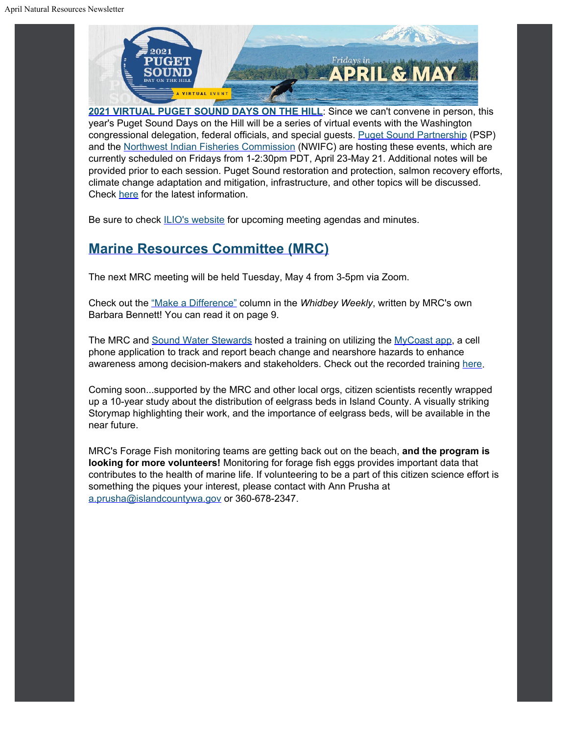**2021 VIRTUAL PUGET SOUND DAYS ON THE HILL**: Since we can't convene in person, this year's Puget Sound Days on the Hill will be a series of virtual events with the Washington congressional delegation, federal officials, and special guests. Puget Sound Partnership (PSP) and the Northwest Indian Fisheries Commission (NWIFC) are hosting these events, which are currently scheduled on Fridays from 1-2:30pm PDT, April 23-May 21. Additional notes will be provided prior to each session. Puget Sound restoration and protection, salmon recovery efforts, climate change adaptation and mitigation, infrastructure, and other topics will be discussed. Check here for the latest information.

Be sure to check ILIO's website for upcoming meeting agendas and minutes.

## Marine Resources Committee (MRC)

The next MRC meeting will be held Tuesday, May 4 from 3-5pm via Zoom.

Check out the "Make a Difference" column in the *Whidbey Weekly*, written by MRC's own Barbara Bennett! You can read it on page 9.

The MRC and Sound Water Stewards hosted a training on utilizing the MyCoast app, a cell phone application to track and report beach change and nearshore hazards to enhance awareness among decision-makers and stakeholders. Check out the recorded training here.

Coming soon...supported by the MRC and other local orgs, citizen scientists recently wrapped up a 10-year study about the distribution of eelgrass beds in Island County. A visually striking Storymap highlighting their work, and the importance of eelgrass beds, will be available in the near future.

MRC's Forage Fish monitoring teams are getting back out on the beach, **and the program is looking for more volunteers!** Monitoring for forage fish eggs provides important data that contributes to the health of marine life. If volunteering to be a part of this citizen science effort is something the piques your interest, please contact with Ann Prusha at a.prusha@islandcountywa.gov or 360-678-2347.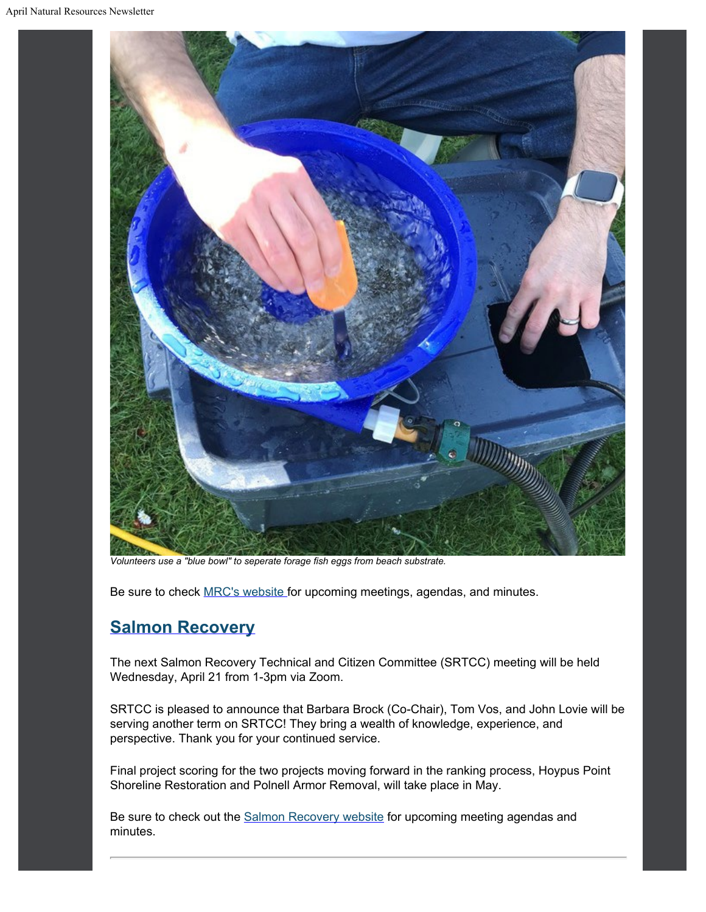*Volunteers use a "blue bowl" to seperate forage fish eggs from beach substrate.*

Be sure to check MRC's website for upcoming meetings, agendas, and minutes.

## Salmon Recovery

The next Salmon Recovery Technical and Citizen Committee (SRTCC) meeting will be held Wednesday, April 21 from 1-3pm via Zoom.

SRTCC is pleased to announce that Barbara Brock (Co-Chair), Tom Vos, and John Lovie will be serving another term on SRTCC! They bring a wealth of knowledge, experience, and perspective. Thank you for your continued service.

Final project scoring for the two projects moving forward in the ranking process, Hoypus Point Shoreline Restoration and Polnell Armor Removal, will take place in May.

Be sure to check out the Salmon Recovery website for upcoming meeting agendas and minutes.

---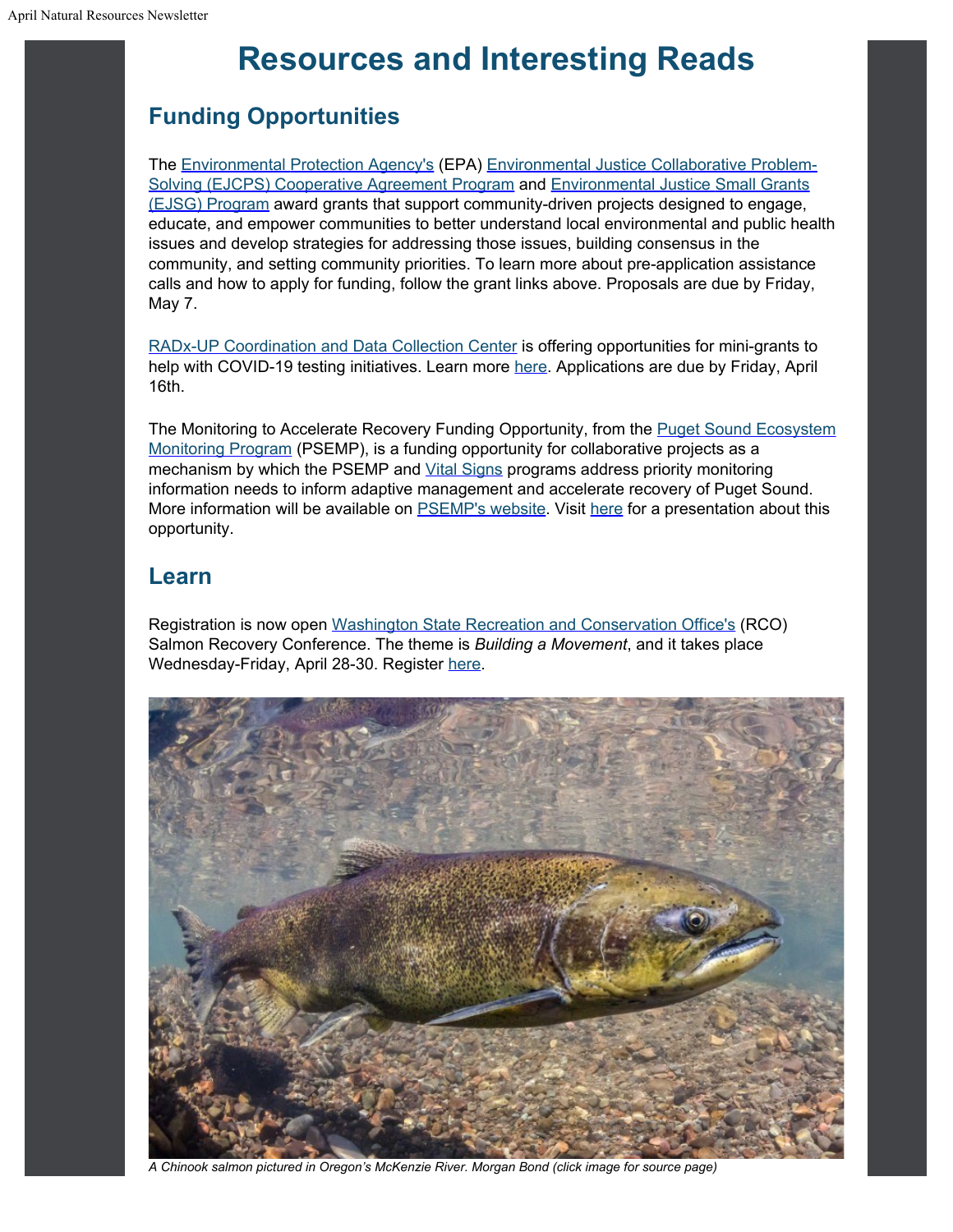# Resources and Interesting Reads

## Funding Opportunities

The Environmental Protection Agency's (EPA) Environmental Justice Collaborative Problem-Solving (EJCPS) Cooperative Agreement Program and Environmental Justice Small Grants (EJSG) Program award grants that support community-driven projects designed to engage, educate, and empower communities to better understand local environmental and public health issues and develop strategies for addressing those issues, building consensus in the community, and setting community priorities. To learn more about pre-application assistance calls and how to apply for funding, follow the grant links above. Proposals are due by Friday, May 7.

RADx-UP Coordination and Data Collection Center is offering opportunities for mini-grants to help with COVID-19 testing initiatives. Learn more here. Applications are due by Friday, April 16th.

The Monitoring to Accelerate Recovery Funding Opportunity, from the Puget Sound Ecosystem Monitoring Program (PSEMP), is a funding opportunity for collaborative projects as a mechanism by which the PSEMP and Vital Signs programs address priority monitoring information needs to inform adaptive management and accelerate recovery of Puget Sound. More information will be available on PSEMP's website. Visit here for a presentation about this opportunity.

## Learn

Registration is now open Washington State Recreation and Conservation Office's (RCO) Salmon Recovery Conference. The theme is *Building a Movement*, and it takes place Wednesday-Friday, April 28-30. Register here.

*A Chinook salmon pictured in Oregon's McKenzie River. Morgan Bond (click image for source page)*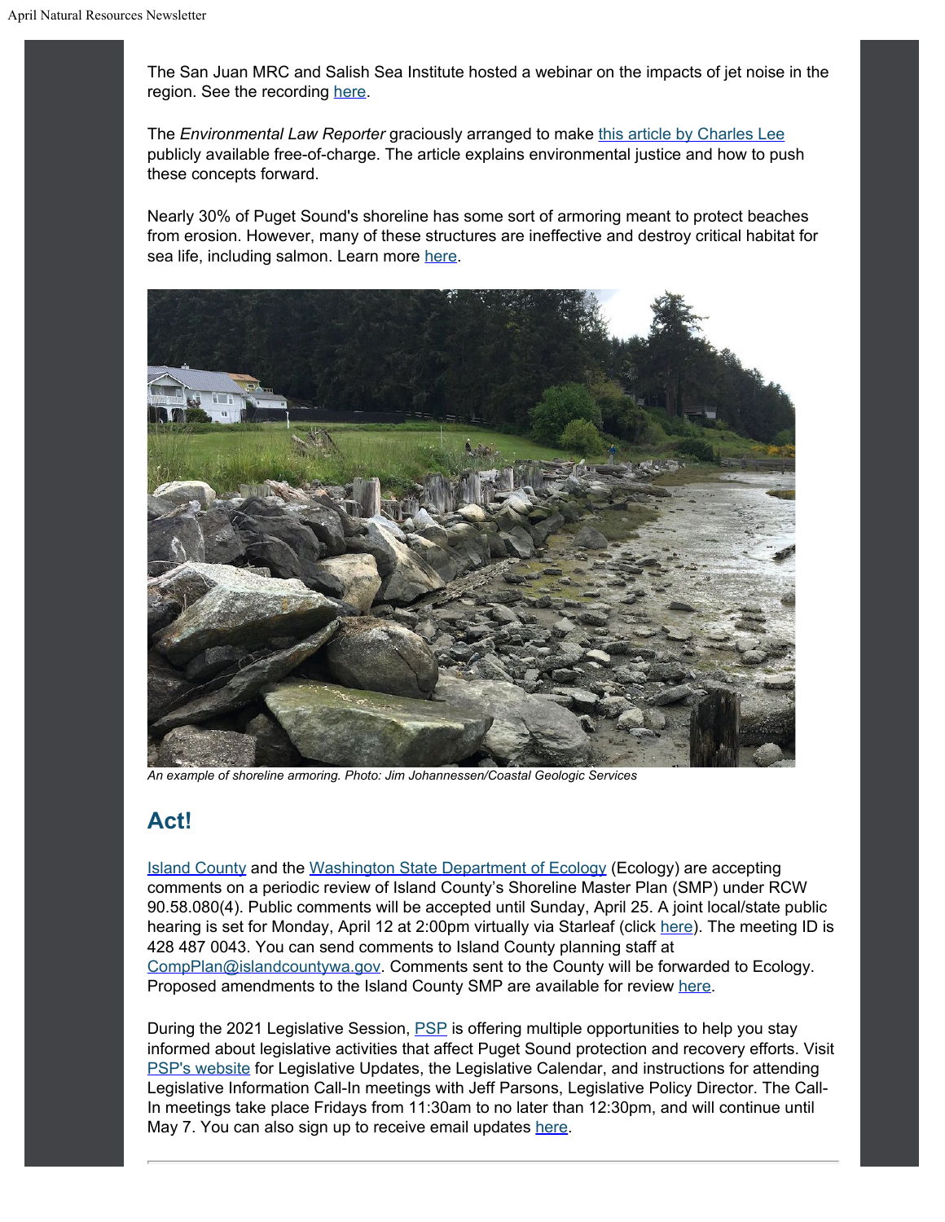The San Juan MRC and Salish Sea Institute hosted a webinar on the impacts of jet noise in the region. See the recording here.

The *Environmental Law Reporter* graciously arranged to make this article by Charles Lee publicly available free-of-charge. The article explains environmental justice and how to push these concepts forward.

Nearly 30% of Puget Sound's shoreline has some sort of armoring meant to protect beaches from erosion. However, many of these structures are ineffective and destroy critical habitat for sea life, including salmon. Learn more here.

*An example of shoreline armoring. Photo: Jim Johannessen/Coastal Geologic Services*

## Act!

Island County and the Washington State Department of Ecology (Ecology) are accepting comments on a periodic review of Island County's Shoreline Master Plan (SMP) under RCW 90.58.080(4). Public comments will be accepted until Sunday, April 25. A joint local/state public hearing is set for Monday, April 12 at 2:00pm virtually via Starleaf (click here). The meeting ID is 428 487 0043. You can send comments to Island County planning staff at CompPlan@islandcountywa.gov. Comments sent to the County will be forwarded to Ecology. Proposed amendments to the Island County SMP are available for review here.

During the 2021 Legislative Session, PSP is offering multiple opportunities to help you stay informed about legislative activities that affect Puget Sound protection and recovery efforts. Visit PSP's website for Legislative Updates, the Legislative Calendar, and instructions for attending Legislative Information Call-In meetings with Jeff Parsons, Legislative Policy Director. The Call-In meetings take place Fridays from 11:30am to no later than 12:30pm, and will continue until May 7. You can also sign up to receive email updates here.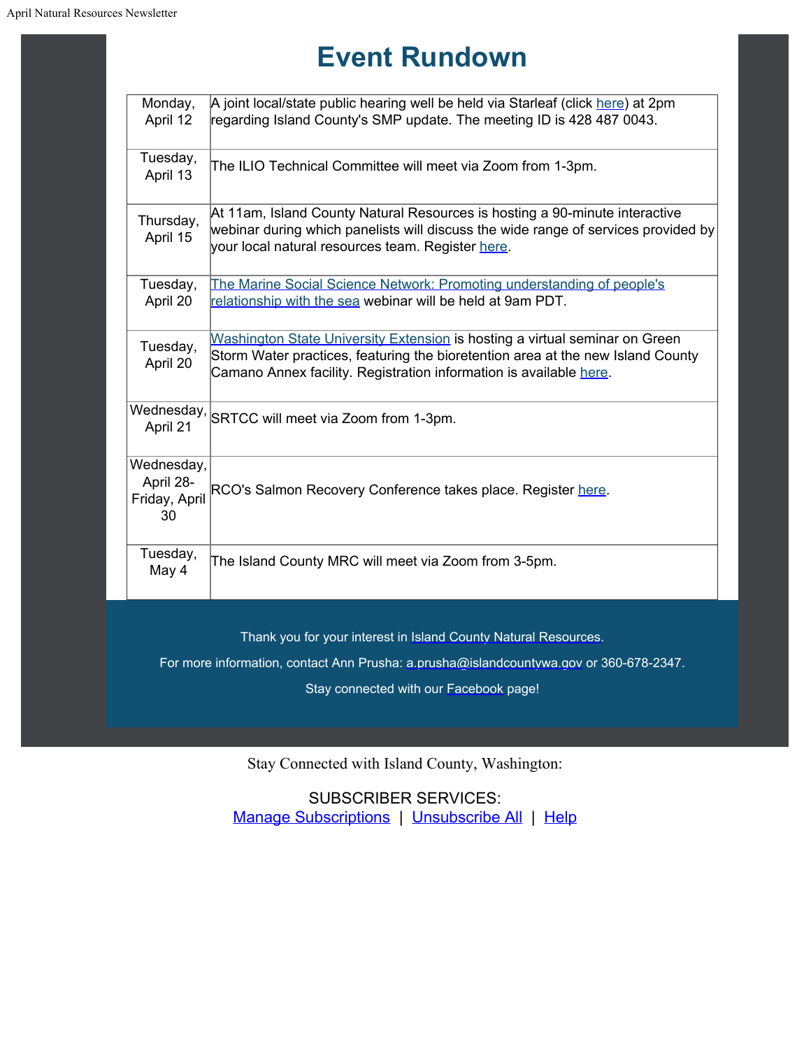# Event Rundown

| | |
|---|---|
| Monday, April 12 | A joint local/state public hearing well be held via Starleaf (click here) at 2pm regarding Island County's SMP update. The meeting ID is 428 487 0043. |
| Tuesday, April 13 | The ILIO Technical Committee will meet via Zoom from 1-3pm. |
| Thursday, April 15 | At 11am, Island County Natural Resources is hosting a 90-minute interactive webinar during which panelists will discuss the wide range of services provided by your local natural resources team. Register here. |
| Tuesday, April 20 | The Marine Social Science Network: Promoting understanding of people's relationship with the sea webinar will be held at 9am PDT. |
| Tuesday, April 20 | Washington State University Extension is hosting a virtual seminar on Green Storm Water practices, featuring the bioretention area at the new Island County Camano Annex facility. Registration information is available here. |
| Wednesday, April 21 | SRTCC will meet via Zoom from 1-3pm. |
| Wednesday, April 28-Friday, April 30 | RCO's Salmon Recovery Conference takes place. Register here. |
| Tuesday, May 4 | The Island County MRC will meet via Zoom from 3-5pm. |

Thank you for your interest in Island County Natural Resources.

For more information, contact Ann Prusha: a.prusha@islandcountywa.gov or 360-678-2347.

Stay connected with our Facebook page!

Stay Connected with Island County, Washington:

SUBSCRIBER SERVICES:
Manage Subscriptions | Unsubscribe All | Help